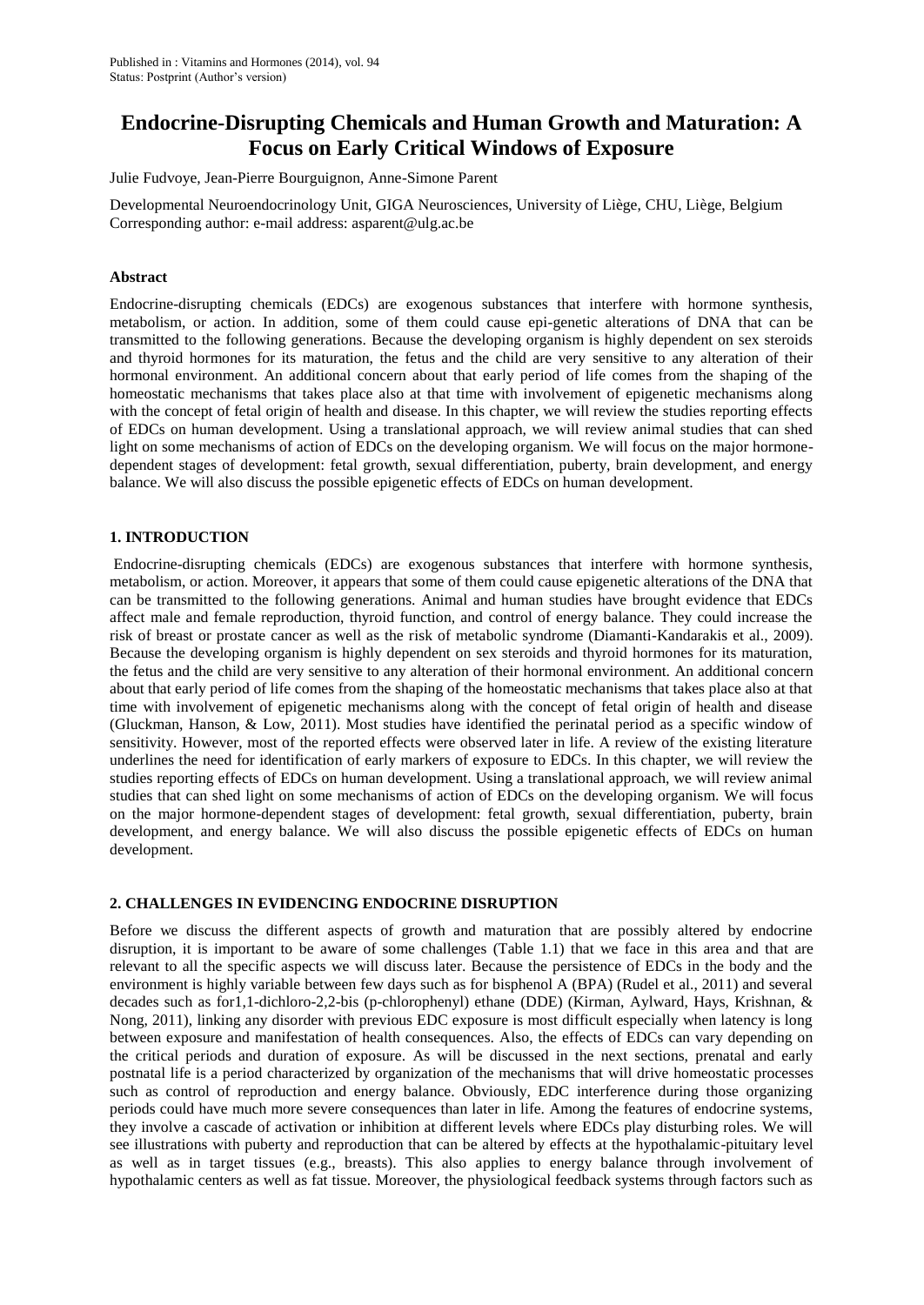Published in : Vitamins and Hormones (2014), vol. 94
Status: Postprint (Author's version)

# Endocrine-Disrupting Chemicals and Human Growth and Maturation: A Focus on Early Critical Windows of Exposure

Julie Fudvoye, Jean-Pierre Bourguignon, Anne-Simone Parent

Developmental Neuroendocrinology Unit, GIGA Neurosciences, University of Liège, CHU, Liège, Belgium
Corresponding author: e-mail address: asparent@ulg.ac.be

### Abstract

Endocrine-disrupting chemicals (EDCs) are exogenous substances that interfere with hormone synthesis, metabolism, or action. In addition, some of them could cause epi-genetic alterations of DNA that can be transmitted to the following generations. Because the developing organism is highly dependent on sex steroids and thyroid hormones for its maturation, the fetus and the child are very sensitive to any alteration of their hormonal environment. An additional concern about that early period of life comes from the shaping of the homeostatic mechanisms that takes place also at that time with involvement of epigenetic mechanisms along with the concept of fetal origin of health and disease. In this chapter, we will review the studies reporting effects of EDCs on human development. Using a translational approach, we will review animal studies that can shed light on some mechanisms of action of EDCs on the developing organism. We will focus on the major hormone-dependent stages of development: fetal growth, sexual differentiation, puberty, brain development, and energy balance. We will also discuss the possible epigenetic effects of EDCs on human development.

## 1. INTRODUCTION

Endocrine-disrupting chemicals (EDCs) are exogenous substances that interfere with hormone synthesis, metabolism, or action. Moreover, it appears that some of them could cause epigenetic alterations of the DNA that can be transmitted to the following generations. Animal and human studies have brought evidence that EDCs affect male and female reproduction, thyroid function, and control of energy balance. They could increase the risk of breast or prostate cancer as well as the risk of metabolic syndrome (Diamanti-Kandarakis et al., 2009). Because the developing organism is highly dependent on sex steroids and thyroid hormones for its maturation, the fetus and the child are very sensitive to any alteration of their hormonal environment. An additional concern about that early period of life comes from the shaping of the homeostatic mechanisms that takes place also at that time with involvement of epigenetic mechanisms along with the concept of fetal origin of health and disease (Gluckman, Hanson, & Low, 2011). Most studies have identified the perinatal period as a specific window of sensitivity. However, most of the reported effects were observed later in life. A review of the existing literature underlines the need for identification of early markers of exposure to EDCs. In this chapter, we will review the studies reporting effects of EDCs on human development. Using a translational approach, we will review animal studies that can shed light on some mechanisms of action of EDCs on the developing organism. We will focus on the major hormone-dependent stages of development: fetal growth, sexual differentiation, puberty, brain development, and energy balance. We will also discuss the possible epigenetic effects of EDCs on human development.

## 2. CHALLENGES IN EVIDENCING ENDOCRINE DISRUPTION

Before we discuss the different aspects of growth and maturation that are possibly altered by endocrine disruption, it is important to be aware of some challenges (Table 1.1) that we face in this area and that are relevant to all the specific aspects we will discuss later. Because the persistence of EDCs in the body and the environment is highly variable between few days such as for bisphenol A (BPA) (Rudel et al., 2011) and several decades such as for1,1-dichloro-2,2-bis (p-chlorophenyl) ethane (DDE) (Kirman, Aylward, Hays, Krishnan, & Nong, 2011), linking any disorder with previous EDC exposure is most difficult especially when latency is long between exposure and manifestation of health consequences. Also, the effects of EDCs can vary depending on the critical periods and duration of exposure. As will be discussed in the next sections, prenatal and early postnatal life is a period characterized by organization of the mechanisms that will drive homeostatic processes such as control of reproduction and energy balance. Obviously, EDC interference during those organizing periods could have much more severe consequences than later in life. Among the features of endocrine systems, they involve a cascade of activation or inhibition at different levels where EDCs play disturbing roles. We will see illustrations with puberty and reproduction that can be altered by effects at the hypothalamic-pituitary level as well as in target tissues (e.g., breasts). This also applies to energy balance through involvement of hypothalamic centers as well as fat tissue. Moreover, the physiological feedback systems through factors such as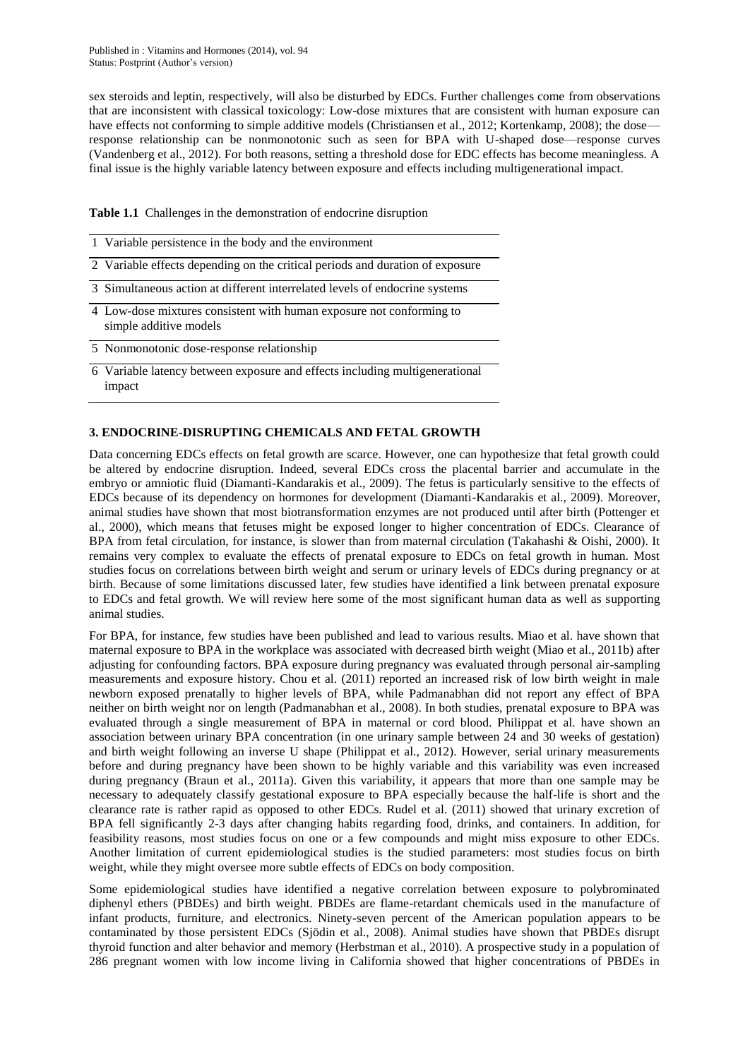sex steroids and leptin, respectively, will also be disturbed by EDCs. Further challenges come from observations that are inconsistent with classical toxicology: Low-dose mixtures that are consistent with human exposure can have effects not conforming to simple additive models (Christiansen et al., 2012; Kortenkamp, 2008); the dose—response relationship can be nonmonotonic such as seen for BPA with U-shaped dose—response curves (Vandenberg et al., 2012). For both reasons, setting a threshold dose for EDC effects has become meaningless. A final issue is the highly variable latency between exposure and effects including multigenerational impact.

**Table 1.1** Challenges in the demonstration of endocrine disruption

| | |
|---|---|
| 1 | Variable persistence in the body and the environment |
| 2 | Variable effects depending on the critical periods and duration of exposure |
| 3 | Simultaneous action at different interrelated levels of endocrine systems |
| 4 | Low-dose mixtures consistent with human exposure not conforming to simple additive models |
| 5 | Nonmonotonic dose-response relationship |
| 6 | Variable latency between exposure and effects including multigenerational impact |

## 3. ENDOCRINE-DISRUPTING CHEMICALS AND FETAL GROWTH

Data concerning EDCs effects on fetal growth are scarce. However, one can hypothesize that fetal growth could be altered by endocrine disruption. Indeed, several EDCs cross the placental barrier and accumulate in the embryo or amniotic fluid (Diamanti-Kandarakis et al., 2009). The fetus is particularly sensitive to the effects of EDCs because of its dependency on hormones for development (Diamanti-Kandarakis et al., 2009). Moreover, animal studies have shown that most biotransformation enzymes are not produced until after birth (Pottenger et al., 2000), which means that fetuses might be exposed longer to higher concentration of EDCs. Clearance of BPA from fetal circulation, for instance, is slower than from maternal circulation (Takahashi & Oishi, 2000). It remains very complex to evaluate the effects of prenatal exposure to EDCs on fetal growth in human. Most studies focus on correlations between birth weight and serum or urinary levels of EDCs during pregnancy or at birth. Because of some limitations discussed later, few studies have identified a link between prenatal exposure to EDCs and fetal growth. We will review here some of the most significant human data as well as supporting animal studies.

For BPA, for instance, few studies have been published and lead to various results. Miao et al. have shown that maternal exposure to BPA in the workplace was associated with decreased birth weight (Miao et al., 2011b) after adjusting for confounding factors. BPA exposure during pregnancy was evaluated through personal air-sampling measurements and exposure history. Chou et al. (2011) reported an increased risk of low birth weight in male newborn exposed prenatally to higher levels of BPA, while Padmanabhan did not report any effect of BPA neither on birth weight nor on length (Padmanabhan et al., 2008). In both studies, prenatal exposure to BPA was evaluated through a single measurement of BPA in maternal or cord blood. Philippat et al. have shown an association between urinary BPA concentration (in one urinary sample between 24 and 30 weeks of gestation) and birth weight following an inverse U shape (Philippat et al., 2012). However, serial urinary measurements before and during pregnancy have been shown to be highly variable and this variability was even increased during pregnancy (Braun et al., 2011a). Given this variability, it appears that more than one sample may be necessary to adequately classify gestational exposure to BPA especially because the half-life is short and the clearance rate is rather rapid as opposed to other EDCs. Rudel et al. (2011) showed that urinary excretion of BPA fell significantly 2-3 days after changing habits regarding food, drinks, and containers. In addition, for feasibility reasons, most studies focus on one or a few compounds and might miss exposure to other EDCs. Another limitation of current epidemiological studies is the studied parameters: most studies focus on birth weight, while they might oversee more subtle effects of EDCs on body composition.

Some epidemiological studies have identified a negative correlation between exposure to polybrominated diphenyl ethers (PBDEs) and birth weight. PBDEs are flame-retardant chemicals used in the manufacture of infant products, furniture, and electronics. Ninety-seven percent of the American population appears to be contaminated by those persistent EDCs (Sjödin et al., 2008). Animal studies have shown that PBDEs disrupt thyroid function and alter behavior and memory (Herbstman et al., 2010). A prospective study in a population of 286 pregnant women with low income living in California showed that higher concentrations of PBDEs in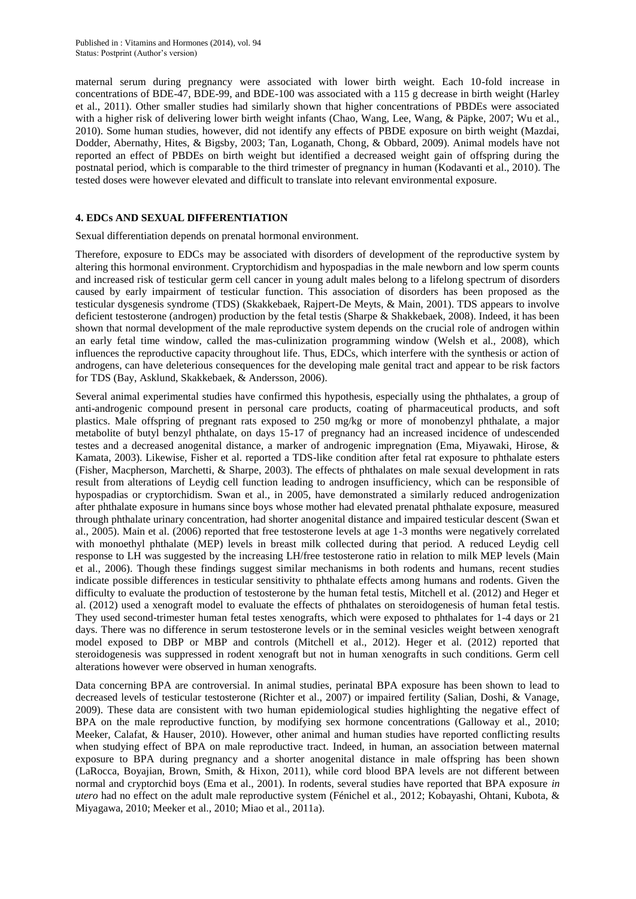maternal serum during pregnancy were associated with lower birth weight. Each 10-fold increase in concentrations of BDE-47, BDE-99, and BDE-100 was associated with a 115 g decrease in birth weight (Harley et al., 2011). Other smaller studies had similarly shown that higher concentrations of PBDEs were associated with a higher risk of delivering lower birth weight infants (Chao, Wang, Lee, Wang, & Päpke, 2007; Wu et al., 2010). Some human studies, however, did not identify any effects of PBDE exposure on birth weight (Mazdai, Dodder, Abernathy, Hites, & Bigsby, 2003; Tan, Loganath, Chong, & Obbard, 2009). Animal models have not reported an effect of PBDEs on birth weight but identified a decreased weight gain of offspring during the postnatal period, which is comparable to the third trimester of pregnancy in human (Kodavanti et al., 2010). The tested doses were however elevated and difficult to translate into relevant environmental exposure.

## 4. EDCs AND SEXUAL DIFFERENTIATION

Sexual differentiation depends on prenatal hormonal environment.

Therefore, exposure to EDCs may be associated with disorders of development of the reproductive system by altering this hormonal environment. Cryptorchidism and hypospadias in the male newborn and low sperm counts and increased risk of testicular germ cell cancer in young adult males belong to a lifelong spectrum of disorders caused by early impairment of testicular function. This association of disorders has been proposed as the testicular dysgenesis syndrome (TDS) (Skakkebaek, Rajpert-De Meyts, & Main, 2001). TDS appears to involve deficient testosterone (androgen) production by the fetal testis (Sharpe & Shakkebaek, 2008). Indeed, it has been shown that normal development of the male reproductive system depends on the crucial role of androgen within an early fetal time window, called the mas-culinization programming window (Welsh et al., 2008), which influences the reproductive capacity throughout life. Thus, EDCs, which interfere with the synthesis or action of androgens, can have deleterious consequences for the developing male genital tract and appear to be risk factors for TDS (Bay, Asklund, Skakkebaek, & Andersson, 2006).

Several animal experimental studies have confirmed this hypothesis, especially using the phthalates, a group of anti-androgenic compound present in personal care products, coating of pharmaceutical products, and soft plastics. Male offspring of pregnant rats exposed to 250 mg/kg or more of monobenzyl phthalate, a major metabolite of butyl benzyl phthalate, on days 15-17 of pregnancy had an increased incidence of undescended testes and a decreased anogenital distance, a marker of androgenic impregnation (Ema, Miyawaki, Hirose, & Kamata, 2003). Likewise, Fisher et al. reported a TDS-like condition after fetal rat exposure to phthalate esters (Fisher, Macpherson, Marchetti, & Sharpe, 2003). The effects of phthalates on male sexual development in rats result from alterations of Leydig cell function leading to androgen insufficiency, which can be responsible of hypospadias or cryptorchidism. Swan et al., in 2005, have demonstrated a similarly reduced androgenization after phthalate exposure in humans since boys whose mother had elevated prenatal phthalate exposure, measured through phthalate urinary concentration, had shorter anogenital distance and impaired testicular descent (Swan et al., 2005). Main et al. (2006) reported that free testosterone levels at age 1-3 months were negatively correlated with monoethyl phthalate (MEP) levels in breast milk collected during that period. A reduced Leydig cell response to LH was suggested by the increasing LH/free testosterone ratio in relation to milk MEP levels (Main et al., 2006). Though these findings suggest similar mechanisms in both rodents and humans, recent studies indicate possible differences in testicular sensitivity to phthalate effects among humans and rodents. Given the difficulty to evaluate the production of testosterone by the human fetal testis, Mitchell et al. (2012) and Heger et al. (2012) used a xenograft model to evaluate the effects of phthalates on steroidogenesis of human fetal testis. They used second-trimester human fetal testes xenografts, which were exposed to phthalates for 1-4 days or 21 days. There was no difference in serum testosterone levels or in the seminal vesicles weight between xenograft model exposed to DBP or MBP and controls (Mitchell et al., 2012). Heger et al. (2012) reported that steroidogenesis was suppressed in rodent xenograft but not in human xenografts in such conditions. Germ cell alterations however were observed in human xenografts.

Data concerning BPA are controversial. In animal studies, perinatal BPA exposure has been shown to lead to decreased levels of testicular testosterone (Richter et al., 2007) or impaired fertility (Salian, Doshi, & Vanage, 2009). These data are consistent with two human epidemiological studies highlighting the negative effect of BPA on the male reproductive function, by modifying sex hormone concentrations (Galloway et al., 2010; Meeker, Calafat, & Hauser, 2010). However, other animal and human studies have reported conflicting results when studying effect of BPA on male reproductive tract. Indeed, in human, an association between maternal exposure to BPA during pregnancy and a shorter anogenital distance in male offspring has been shown (LaRocca, Boyajian, Brown, Smith, & Hixon, 2011), while cord blood BPA levels are not different between normal and cryptorchid boys (Ema et al., 2001). In rodents, several studies have reported that BPA exposure *in utero* had no effect on the adult male reproductive system (Fénichel et al., 2012; Kobayashi, Ohtani, Kubota, & Miyagawa, 2010; Meeker et al., 2010; Miao et al., 2011a).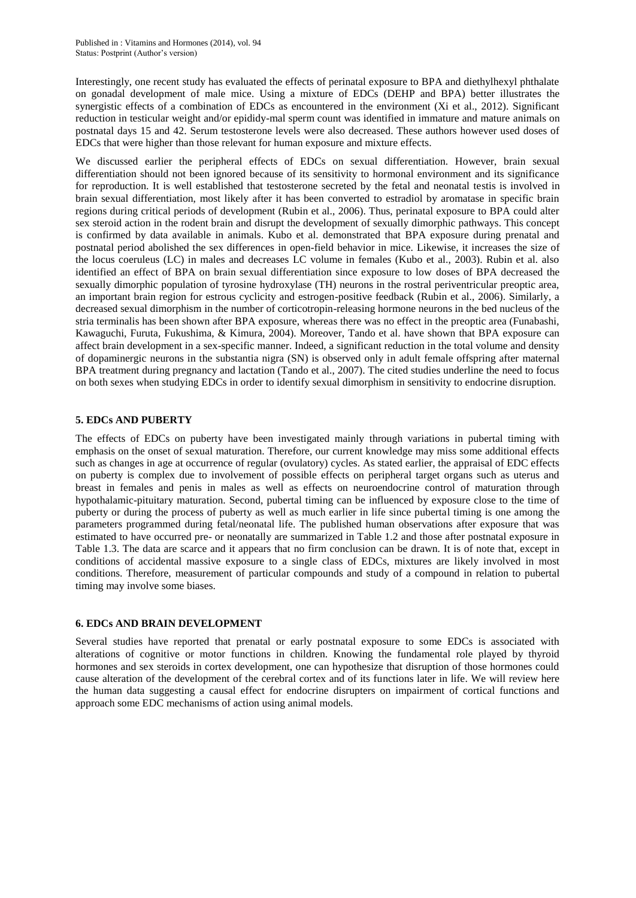Interestingly, one recent study has evaluated the effects of perinatal exposure to BPA and diethylhexyl phthalate on gonadal development of male mice. Using a mixture of EDCs (DEHP and BPA) better illustrates the synergistic effects of a combination of EDCs as encountered in the environment (Xi et al., 2012). Significant reduction in testicular weight and/or epididy-mal sperm count was identified in immature and mature animals on postnatal days 15 and 42. Serum testosterone levels were also decreased. These authors however used doses of EDCs that were higher than those relevant for human exposure and mixture effects.

We discussed earlier the peripheral effects of EDCs on sexual differentiation. However, brain sexual differentiation should not been ignored because of its sensitivity to hormonal environment and its significance for reproduction. It is well established that testosterone secreted by the fetal and neonatal testis is involved in brain sexual differentiation, most likely after it has been converted to estradiol by aromatase in specific brain regions during critical periods of development (Rubin et al., 2006). Thus, perinatal exposure to BPA could alter sex steroid action in the rodent brain and disrupt the development of sexually dimorphic pathways. This concept is confirmed by data available in animals. Kubo et al. demonstrated that BPA exposure during prenatal and postnatal period abolished the sex differences in open-field behavior in mice. Likewise, it increases the size of the locus coeruleus (LC) in males and decreases LC volume in females (Kubo et al., 2003). Rubin et al. also identified an effect of BPA on brain sexual differentiation since exposure to low doses of BPA decreased the sexually dimorphic population of tyrosine hydroxylase (TH) neurons in the rostral periventricular preoptic area, an important brain region for estrous cyclicity and estrogen-positive feedback (Rubin et al., 2006). Similarly, a decreased sexual dimorphism in the number of corticotropin-releasing hormone neurons in the bed nucleus of the stria terminalis has been shown after BPA exposure, whereas there was no effect in the preoptic area (Funabashi, Kawaguchi, Furuta, Fukushima, & Kimura, 2004). Moreover, Tando et al. have shown that BPA exposure can affect brain development in a sex-specific manner. Indeed, a significant reduction in the total volume and density of dopaminergic neurons in the substantia nigra (SN) is observed only in adult female offspring after maternal BPA treatment during pregnancy and lactation (Tando et al., 2007). The cited studies underline the need to focus on both sexes when studying EDCs in order to identify sexual dimorphism in sensitivity to endocrine disruption.

## 5. EDCs AND PUBERTY

The effects of EDCs on puberty have been investigated mainly through variations in pubertal timing with emphasis on the onset of sexual maturation. Therefore, our current knowledge may miss some additional effects such as changes in age at occurrence of regular (ovulatory) cycles. As stated earlier, the appraisal of EDC effects on puberty is complex due to involvement of possible effects on peripheral target organs such as uterus and breast in females and penis in males as well as effects on neuroendocrine control of maturation through hypothalamic-pituitary maturation. Second, pubertal timing can be influenced by exposure close to the time of puberty or during the process of puberty as well as much earlier in life since pubertal timing is one among the parameters programmed during fetal/neonatal life. The published human observations after exposure that was estimated to have occurred pre- or neonatally are summarized in Table 1.2 and those after postnatal exposure in Table 1.3. The data are scarce and it appears that no firm conclusion can be drawn. It is of note that, except in conditions of accidental massive exposure to a single class of EDCs, mixtures are likely involved in most conditions. Therefore, measurement of particular compounds and study of a compound in relation to pubertal timing may involve some biases.

## 6. EDCs AND BRAIN DEVELOPMENT

Several studies have reported that prenatal or early postnatal exposure to some EDCs is associated with alterations of cognitive or motor functions in children. Knowing the fundamental role played by thyroid hormones and sex steroids in cortex development, one can hypothesize that disruption of those hormones could cause alteration of the development of the cerebral cortex and of its functions later in life. We will review here the human data suggesting a causal effect for endocrine disrupters on impairment of cortical functions and approach some EDC mechanisms of action using animal models.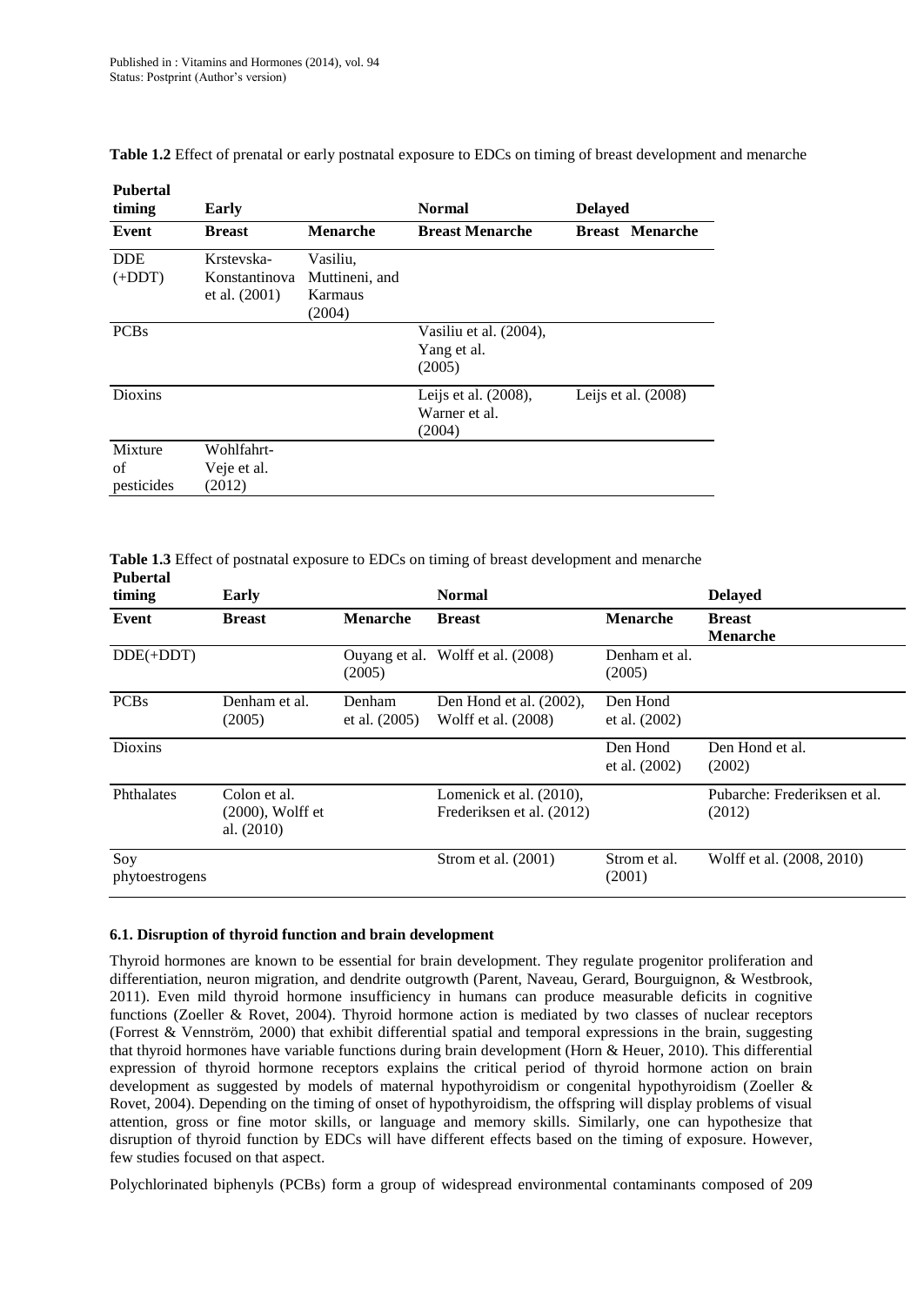**Table 1.2** Effect of prenatal or early postnatal exposure to EDCs on timing of breast development and menarche

| Pubertal timing | Early | | Normal | Delayed |
|---|---|---|---|---|
| **Event** | **Breast** | **Menarche** | **Breast Menarche** | **Breast Menarche** |
| DDE (+DDT) | Krstevska-Konstantinova et al. (2001) | Vasiliu, Muttineni, and Karmaus (2004) | | |
| PCBs | | | Vasiliu et al. (2004), Yang et al. (2005) | |
| Dioxins | | | Leijs et al. (2008), Warner et al. (2004) | Leijs et al. (2008) |
| Mixture of pesticides | Wohlfahrt-Veje et al. (2012) | | | |

**Table 1.3** Effect of postnatal exposure to EDCs on timing of breast development and menarche

| Pubertal timing | Early | | Normal | | Delayed |
|---|---|---|---|---|---|
| **Event** | **Breast** | **Menarche** | **Breast** | **Menarche** | **Breast Menarche** |
| DDE(+DDT) | | Ouyang et al. (2005) | Wolff et al. (2008) | Denham et al. (2005) | |
| PCBs | Denham et al. (2005) | Denham et al. (2005) | Den Hond et al. (2002), Wolff et al. (2008) | Den Hond et al. (2002) | |
| Dioxins | | | | Den Hond et al. (2002) | Den Hond et al. (2002) |
| Phthalates | Colon et al. (2000), Wolff et al. (2010) | | Lomenick et al. (2010), Frederiksen et al. (2012) | | Pubarche: Frederiksen et al. (2012) |
| Soy phytoestrogens | | | Strom et al. (2001) | Strom et al. (2001) | Wolff et al. (2008, 2010) |

### 6.1. Disruption of thyroid function and brain development

Thyroid hormones are known to be essential for brain development. They regulate progenitor proliferation and differentiation, neuron migration, and dendrite outgrowth (Parent, Naveau, Gerard, Bourguignon, & Westbrook, 2011). Even mild thyroid hormone insufficiency in humans can produce measurable deficits in cognitive functions (Zoeller & Rovet, 2004). Thyroid hormone action is mediated by two classes of nuclear receptors (Forrest & Vennström, 2000) that exhibit differential spatial and temporal expressions in the brain, suggesting that thyroid hormones have variable functions during brain development (Horn & Heuer, 2010). This differential expression of thyroid hormone receptors explains the critical period of thyroid hormone action on brain development as suggested by models of maternal hypothyroidism or congenital hypothyroidism (Zoeller & Rovet, 2004). Depending on the timing of onset of hypothyroidism, the offspring will display problems of visual attention, gross or fine motor skills, or language and memory skills. Similarly, one can hypothesize that disruption of thyroid function by EDCs will have different effects based on the timing of exposure. However, few studies focused on that aspect.

Polychlorinated biphenyls (PCBs) form a group of widespread environmental contaminants composed of 209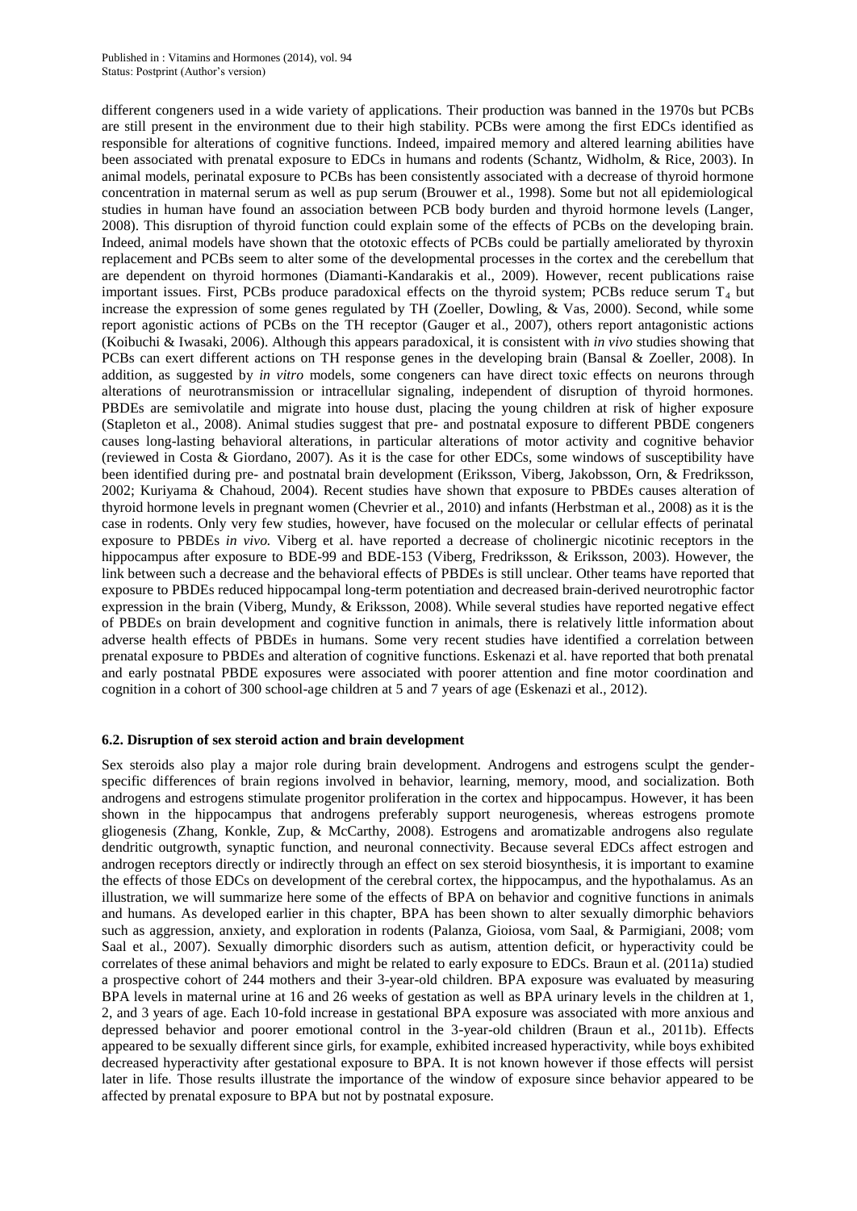different congeners used in a wide variety of applications. Their production was banned in the 1970s but PCBs are still present in the environment due to their high stability. PCBs were among the first EDCs identified as responsible for alterations of cognitive functions. Indeed, impaired memory and altered learning abilities have been associated with prenatal exposure to EDCs in humans and rodents (Schantz, Widholm, & Rice, 2003). In animal models, perinatal exposure to PCBs has been consistently associated with a decrease of thyroid hormone concentration in maternal serum as well as pup serum (Brouwer et al., 1998). Some but not all epidemiological studies in human have found an association between PCB body burden and thyroid hormone levels (Langer, 2008). This disruption of thyroid function could explain some of the effects of PCBs on the developing brain. Indeed, animal models have shown that the ototoxic effects of PCBs could be partially ameliorated by thyroxin replacement and PCBs seem to alter some of the developmental processes in the cortex and the cerebellum that are dependent on thyroid hormones (Diamanti-Kandarakis et al., 2009). However, recent publications raise important issues. First, PCBs produce paradoxical effects on the thyroid system; PCBs reduce serum $T_4$ but increase the expression of some genes regulated by TH (Zoeller, Dowling, & Vas, 2000). Second, while some report agonistic actions of PCBs on the TH receptor (Gauger et al., 2007), others report antagonistic actions (Koibuchi & Iwasaki, 2006). Although this appears paradoxical, it is consistent with *in vivo* studies showing that PCBs can exert different actions on TH response genes in the developing brain (Bansal & Zoeller, 2008). In addition, as suggested by *in vitro* models, some congeners can have direct toxic effects on neurons through alterations of neurotransmission or intracellular signaling, independent of disruption of thyroid hormones. PBDEs are semivolatile and migrate into house dust, placing the young children at risk of higher exposure (Stapleton et al., 2008). Animal studies suggest that pre- and postnatal exposure to different PBDE congeners causes long-lasting behavioral alterations, in particular alterations of motor activity and cognitive behavior (reviewed in Costa & Giordano, 2007). As it is the case for other EDCs, some windows of susceptibility have been identified during pre- and postnatal brain development (Eriksson, Viberg, Jakobsson, Orn, & Fredriksson, 2002; Kuriyama & Chahoud, 2004). Recent studies have shown that exposure to PBDEs causes alteration of thyroid hormone levels in pregnant women (Chevrier et al., 2010) and infants (Herbstman et al., 2008) as it is the case in rodents. Only very few studies, however, have focused on the molecular or cellular effects of perinatal exposure to PBDEs *in vivo.* Viberg et al. have reported a decrease of cholinergic nicotinic receptors in the hippocampus after exposure to BDE-99 and BDE-153 (Viberg, Fredriksson, & Eriksson, 2003). However, the link between such a decrease and the behavioral effects of PBDEs is still unclear. Other teams have reported that exposure to PBDEs reduced hippocampal long-term potentiation and decreased brain-derived neurotrophic factor expression in the brain (Viberg, Mundy, & Eriksson, 2008). While several studies have reported negative effect of PBDEs on brain development and cognitive function in animals, there is relatively little information about adverse health effects of PBDEs in humans. Some very recent studies have identified a correlation between prenatal exposure to PBDEs and alteration of cognitive functions. Eskenazi et al. have reported that both prenatal and early postnatal PBDE exposures were associated with poorer attention and fine motor coordination and cognition in a cohort of 300 school-age children at 5 and 7 years of age (Eskenazi et al., 2012).

### 6.2. Disruption of sex steroid action and brain development

Sex steroids also play a major role during brain development. Androgens and estrogens sculpt the gender-specific differences of brain regions involved in behavior, learning, memory, mood, and socialization. Both androgens and estrogens stimulate progenitor proliferation in the cortex and hippocampus. However, it has been shown in the hippocampus that androgens preferably support neurogenesis, whereas estrogens promote gliogenesis (Zhang, Konkle, Zup, & McCarthy, 2008). Estrogens and aromatizable androgens also regulate dendritic outgrowth, synaptic function, and neuronal connectivity. Because several EDCs affect estrogen and androgen receptors directly or indirectly through an effect on sex steroid biosynthesis, it is important to examine the effects of those EDCs on development of the cerebral cortex, the hippocampus, and the hypothalamus. As an illustration, we will summarize here some of the effects of BPA on behavior and cognitive functions in animals and humans. As developed earlier in this chapter, BPA has been shown to alter sexually dimorphic behaviors such as aggression, anxiety, and exploration in rodents (Palanza, Gioiosa, vom Saal, & Parmigiani, 2008; vom Saal et al., 2007). Sexually dimorphic disorders such as autism, attention deficit, or hyperactivity could be correlates of these animal behaviors and might be related to early exposure to EDCs. Braun et al. (2011a) studied a prospective cohort of 244 mothers and their 3-year-old children. BPA exposure was evaluated by measuring BPA levels in maternal urine at 16 and 26 weeks of gestation as well as BPA urinary levels in the children at 1, 2, and 3 years of age. Each 10-fold increase in gestational BPA exposure was associated with more anxious and depressed behavior and poorer emotional control in the 3-year-old children (Braun et al., 2011b). Effects appeared to be sexually different since girls, for example, exhibited increased hyperactivity, while boys exhibited decreased hyperactivity after gestational exposure to BPA. It is not known however if those effects will persist later in life. Those results illustrate the importance of the window of exposure since behavior appeared to be affected by prenatal exposure to BPA but not by postnatal exposure.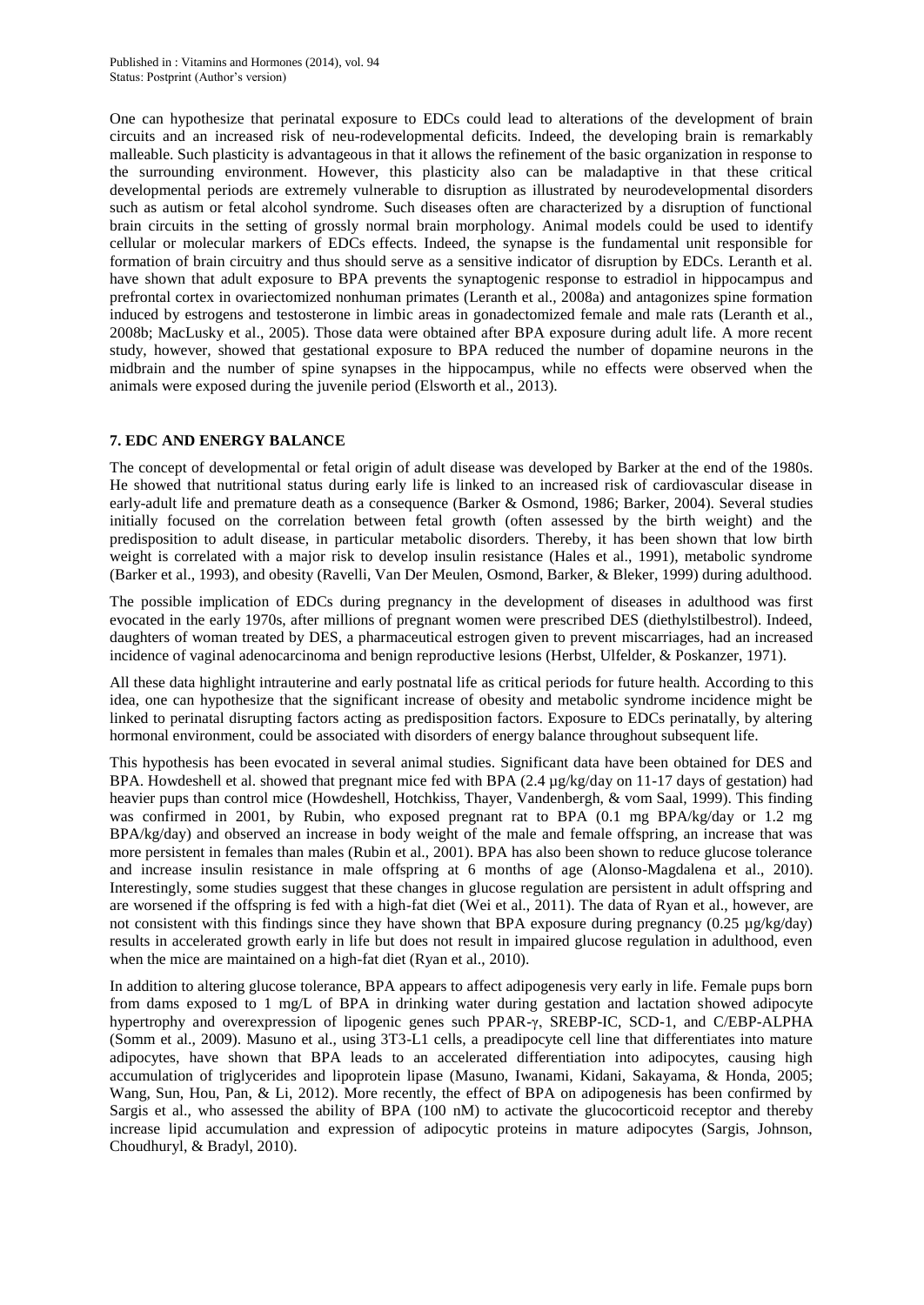One can hypothesize that perinatal exposure to EDCs could lead to alterations of the development of brain circuits and an increased risk of neu-rodevelopmental deficits. Indeed, the developing brain is remarkably malleable. Such plasticity is advantageous in that it allows the refinement of the basic organization in response to the surrounding environment. However, this plasticity also can be maladaptive in that these critical developmental periods are extremely vulnerable to disruption as illustrated by neurodevelopmental disorders such as autism or fetal alcohol syndrome. Such diseases often are characterized by a disruption of functional brain circuits in the setting of grossly normal brain morphology. Animal models could be used to identify cellular or molecular markers of EDCs effects. Indeed, the synapse is the fundamental unit responsible for formation of brain circuitry and thus should serve as a sensitive indicator of disruption by EDCs. Leranth et al. have shown that adult exposure to BPA prevents the synaptogenic response to estradiol in hippocampus and prefrontal cortex in ovariectomized nonhuman primates (Leranth et al., 2008a) and antagonizes spine formation induced by estrogens and testosterone in limbic areas in gonadectomized female and male rats (Leranth et al., 2008b; MacLusky et al., 2005). Those data were obtained after BPA exposure during adult life. A more recent study, however, showed that gestational exposure to BPA reduced the number of dopamine neurons in the midbrain and the number of spine synapses in the hippocampus, while no effects were observed when the animals were exposed during the juvenile period (Elsworth et al., 2013).

## 7. EDC AND ENERGY BALANCE

The concept of developmental or fetal origin of adult disease was developed by Barker at the end of the 1980s. He showed that nutritional status during early life is linked to an increased risk of cardiovascular disease in early-adult life and premature death as a consequence (Barker & Osmond, 1986; Barker, 2004). Several studies initially focused on the correlation between fetal growth (often assessed by the birth weight) and the predisposition to adult disease, in particular metabolic disorders. Thereby, it has been shown that low birth weight is correlated with a major risk to develop insulin resistance (Hales et al., 1991), metabolic syndrome (Barker et al., 1993), and obesity (Ravelli, Van Der Meulen, Osmond, Barker, & Bleker, 1999) during adulthood.

The possible implication of EDCs during pregnancy in the development of diseases in adulthood was first evocated in the early 1970s, after millions of pregnant women were prescribed DES (diethylstilbestrol). Indeed, daughters of woman treated by DES, a pharmaceutical estrogen given to prevent miscarriages, had an increased incidence of vaginal adenocarcinoma and benign reproductive lesions (Herbst, Ulfelder, & Poskanzer, 1971).

All these data highlight intrauterine and early postnatal life as critical periods for future health. According to this idea, one can hypothesize that the significant increase of obesity and metabolic syndrome incidence might be linked to perinatal disrupting factors acting as predisposition factors. Exposure to EDCs perinatally, by altering hormonal environment, could be associated with disorders of energy balance throughout subsequent life.

This hypothesis has been evocated in several animal studies. Significant data have been obtained for DES and BPA. Howdeshell et al. showed that pregnant mice fed with BPA (2.4 µg/kg/day on 11-17 days of gestation) had heavier pups than control mice (Howdeshell, Hotchkiss, Thayer, Vandenbergh, & vom Saal, 1999). This finding was confirmed in 2001, by Rubin, who exposed pregnant rat to BPA (0.1 mg BPA/kg/day or 1.2 mg BPA/kg/day) and observed an increase in body weight of the male and female offspring, an increase that was more persistent in females than males (Rubin et al., 2001). BPA has also been shown to reduce glucose tolerance and increase insulin resistance in male offspring at 6 months of age (Alonso-Magdalena et al., 2010). Interestingly, some studies suggest that these changes in glucose regulation are persistent in adult offspring and are worsened if the offspring is fed with a high-fat diet (Wei et al., 2011). The data of Ryan et al., however, are not consistent with this findings since they have shown that BPA exposure during pregnancy (0.25 µg/kg/day) results in accelerated growth early in life but does not result in impaired glucose regulation in adulthood, even when the mice are maintained on a high-fat diet (Ryan et al., 2010).

In addition to altering glucose tolerance, BPA appears to affect adipogenesis very early in life. Female pups born from dams exposed to 1 mg/L of BPA in drinking water during gestation and lactation showed adipocyte hypertrophy and overexpression of lipogenic genes such PPAR-γ, SREBP-IC, SCD-1, and C/EBP-ALPHA (Somm et al., 2009). Masuno et al., using 3T3-L1 cells, a preadipocyte cell line that differentiates into mature adipocytes, have shown that BPA leads to an accelerated differentiation into adipocytes, causing high accumulation of triglycerides and lipoprotein lipase (Masuno, Iwanami, Kidani, Sakayama, & Honda, 2005; Wang, Sun, Hou, Pan, & Li, 2012). More recently, the effect of BPA on adipogenesis has been confirmed by Sargis et al., who assessed the ability of BPA (100 nM) to activate the glucocorticoid receptor and thereby increase lipid accumulation and expression of adipocytic proteins in mature adipocytes (Sargis, Johnson, Choudhuryl, & Bradyl, 2010).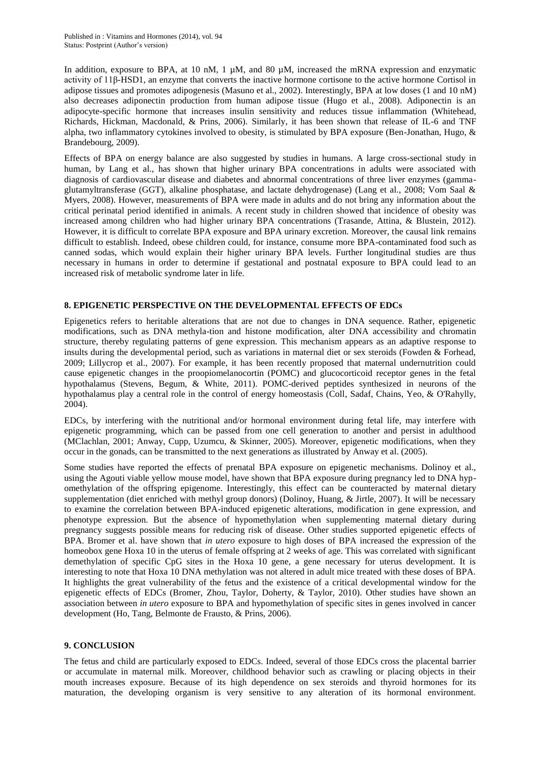In addition, exposure to BPA, at 10 nM, 1 µM, and 80 µM, increased the mRNA expression and enzymatic activity of 11β-HSD1, an enzyme that converts the inactive hormone cortisone to the active hormone Cortisol in adipose tissues and promotes adipogenesis (Masuno et al., 2002). Interestingly, BPA at low doses (1 and 10 nM) also decreases adiponectin production from human adipose tissue (Hugo et al., 2008). Adiponectin is an adipocyte-specific hormone that increases insulin sensitivity and reduces tissue inflammation (Whitehead, Richards, Hickman, Macdonald, & Prins, 2006). Similarly, it has been shown that release of IL-6 and TNF alpha, two inflammatory cytokines involved to obesity, is stimulated by BPA exposure (Ben-Jonathan, Hugo, & Brandebourg, 2009).

Effects of BPA on energy balance are also suggested by studies in humans. A large cross-sectional study in human, by Lang et al., has shown that higher urinary BPA concentrations in adults were associated with diagnosis of cardiovascular disease and diabetes and abnormal concentrations of three liver enzymes (gamma-glutamyltransferase (GGT), alkaline phosphatase, and lactate dehydrogenase) (Lang et al., 2008; Vom Saal & Myers, 2008). However, measurements of BPA were made in adults and do not bring any information about the critical perinatal period identified in animals. A recent study in children showed that incidence of obesity was increased among children who had higher urinary BPA concentrations (Trasande, Attina, & Blustein, 2012). However, it is difficult to correlate BPA exposure and BPA urinary excretion. Moreover, the causal link remains difficult to establish. Indeed, obese children could, for instance, consume more BPA-contaminated food such as canned sodas, which would explain their higher urinary BPA levels. Further longitudinal studies are thus necessary in humans in order to determine if gestational and postnatal exposure to BPA could lead to an increased risk of metabolic syndrome later in life.

## 8. EPIGENETIC PERSPECTIVE ON THE DEVELOPMENTAL EFFECTS OF EDCs

Epigenetics refers to heritable alterations that are not due to changes in DNA sequence. Rather, epigenetic modifications, such as DNA methyla-tion and histone modification, alter DNA accessibility and chromatin structure, thereby regulating patterns of gene expression. This mechanism appears as an adaptive response to insults during the developmental period, such as variations in maternal diet or sex steroids (Fowden & Forhead, 2009; Lillycrop et al., 2007). For example, it has been recently proposed that maternal undernutrition could cause epigenetic changes in the proopiomelanocortin (POMC) and glucocorticoid receptor genes in the fetal hypothalamus (Stevens, Begum, & White, 2011). POMC-derived peptides synthesized in neurons of the hypothalamus play a central role in the control of energy homeostasis (Coll, Sadaf, Chains, Yeo, & O'Rahylly, 2004).

EDCs, by interfering with the nutritional and/or hormonal environment during fetal life, may interfere with epigenetic programming, which can be passed from one cell generation to another and persist in adulthood (MClachlan, 2001; Anway, Cupp, Uzumcu, & Skinner, 2005). Moreover, epigenetic modifications, when they occur in the gonads, can be transmitted to the next generations as illustrated by Anway et al. (2005).

Some studies have reported the effects of prenatal BPA exposure on epigenetic mechanisms. Dolinoy et al., using the Agouti viable yellow mouse model, have shown that BPA exposure during pregnancy led to DNA hypomethylation of the offspring epigenome. Interestingly, this effect can be counteracted by maternal dietary supplementation (diet enriched with methyl group donors) (Dolinoy, Huang, & Jirtle, 2007). It will be necessary to examine the correlation between BPA-induced epigenetic alterations, modification in gene expression, and phenotype expression. But the absence of hypomethylation when supplementing maternal dietary during pregnancy suggests possible means for reducing risk of disease. Other studies supported epigenetic effects of BPA. Bromer et al. have shown that *in utero* exposure to high doses of BPA increased the expression of the homeobox gene Hoxa 10 in the uterus of female offspring at 2 weeks of age. This was correlated with significant demethylation of specific CpG sites in the Hoxa 10 gene, a gene necessary for uterus development. It is interesting to note that Hoxa 10 DNA methylation was not altered in adult mice treated with these doses of BPA. It highlights the great vulnerability of the fetus and the existence of a critical developmental window for the epigenetic effects of EDCs (Bromer, Zhou, Taylor, Doherty, & Taylor, 2010). Other studies have shown an association between *in utero* exposure to BPA and hypomethylation of specific sites in genes involved in cancer development (Ho, Tang, Belmonte de Frausto, & Prins, 2006).

## 9. CONCLUSION

The fetus and child are particularly exposed to EDCs. Indeed, several of those EDCs cross the placental barrier or accumulate in maternal milk. Moreover, childhood behavior such as crawling or placing objects in their mouth increases exposure. Because of its high dependence on sex steroids and thyroid hormones for its maturation, the developing organism is very sensitive to any alteration of its hormonal environment.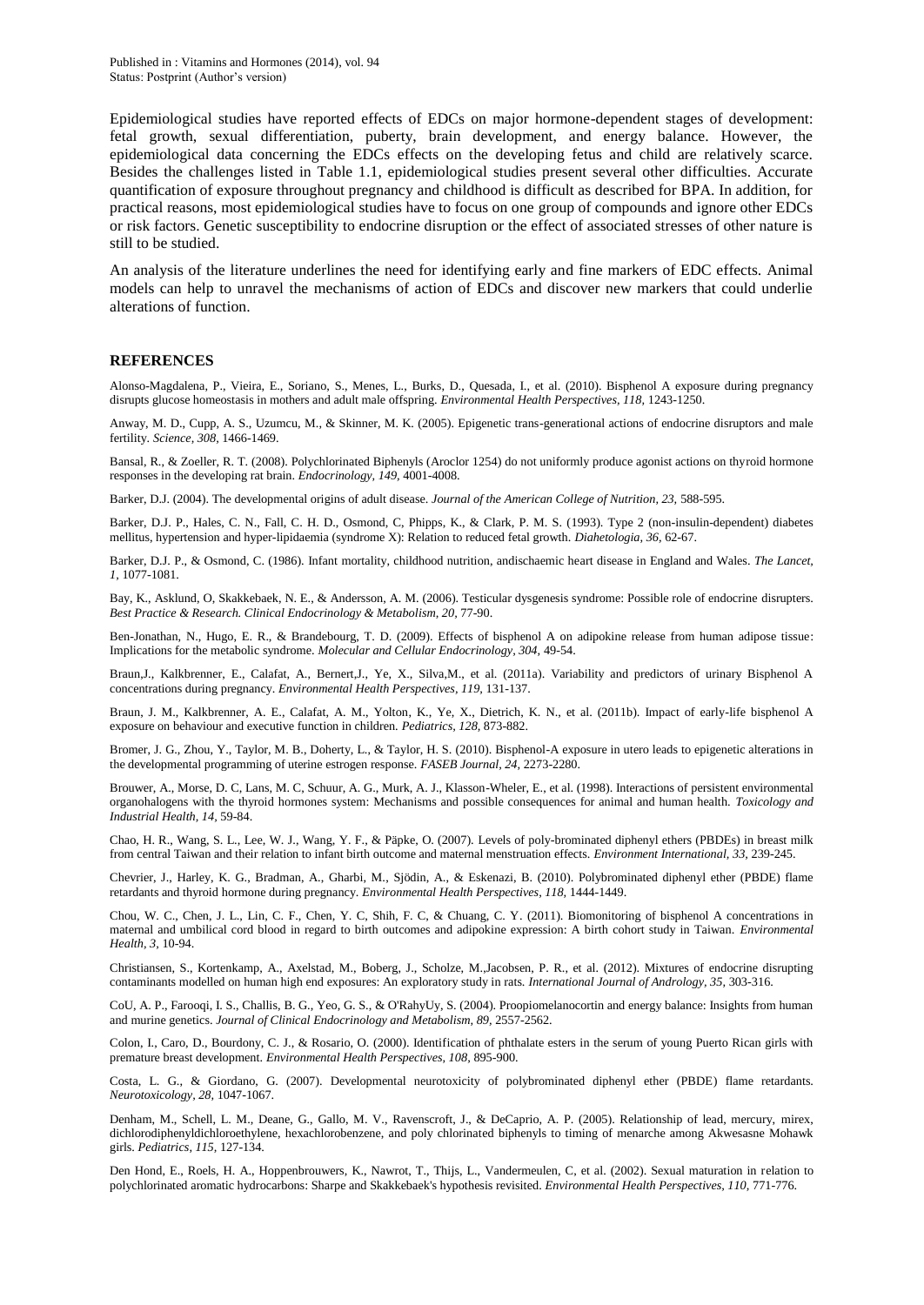Epidemiological studies have reported effects of EDCs on major hormone-dependent stages of development: fetal growth, sexual differentiation, puberty, brain development, and energy balance. However, the epidemiological data concerning the EDCs effects on the developing fetus and child are relatively scarce. Besides the challenges listed in Table 1.1, epidemiological studies present several other difficulties. Accurate quantification of exposure throughout pregnancy and childhood is difficult as described for BPA. In addition, for practical reasons, most epidemiological studies have to focus on one group of compounds and ignore other EDCs or risk factors. Genetic susceptibility to endocrine disruption or the effect of associated stresses of other nature is still to be studied.

An analysis of the literature underlines the need for identifying early and fine markers of EDC effects. Animal models can help to unravel the mechanisms of action of EDCs and discover new markers that could underlie alterations of function.

## REFERENCES

Alonso-Magdalena, P., Vieira, E., Soriano, S., Menes, L., Burks, D., Quesada, I., et al. (2010). Bisphenol A exposure during pregnancy disrupts glucose homeostasis in mothers and adult male offspring. *Environmental Health Perspectives, 118*, 1243-1250.

Anway, M. D., Cupp, A. S., Uzumcu, M., & Skinner, M. K. (2005). Epigenetic trans-generational actions of endocrine disruptors and male fertility. *Science, 308*, 1466-1469.

Bansal, R., & Zoeller, R. T. (2008). Polychlorinated Biphenyls (Aroclor 1254) do not uniformly produce agonist actions on thyroid hormone responses in the developing rat brain. *Endocrinology, 149*, 4001-4008.

Barker, D.J. (2004). The developmental origins of adult disease. *Journal of the American College of Nutrition, 23*, 588-595.

Barker, D.J. P., Hales, C. N., Fall, C. H. D., Osmond, C, Phipps, K., & Clark, P. M. S. (1993). Type 2 (non-insulin-dependent) diabetes mellitus, hypertension and hyper-lipidaemia (syndrome X): Relation to reduced fetal growth. *Diahetologia, 36*, 62-67.

Barker, D.J. P., & Osmond, C. (1986). Infant mortality, childhood nutrition, andischaemic heart disease in England and Wales. *The Lancet, 1*, 1077-1081.

Bay, K., Asklund, O, Skakkebaek, N. E., & Andersson, A. M. (2006). Testicular dysgenesis syndrome: Possible role of endocrine disrupters. *Best Practice & Research. Clinical Endocrinology & Metabolism, 20*, 77-90.

Ben-Jonathan, N., Hugo, E. R., & Brandebourg, T. D. (2009). Effects of bisphenol A on adipokine release from human adipose tissue: Implications for the metabolic syndrome. *Molecular and Cellular Endocrinology, 304*, 49-54.

Braun,J., Kalkbrenner, E., Calafat, A., Bernert,J., Ye, X., Silva,M., et al. (2011a). Variability and predictors of urinary Bisphenol A concentrations during pregnancy. *Environmental Health Perspectives, 119*, 131-137.

Braun, J. M., Kalkbrenner, A. E., Calafat, A. M., Yolton, K., Ye, X., Dietrich, K. N., et al. (2011b). Impact of early-life bisphenol A exposure on behaviour and executive function in children. *Pediatrics, 128*, 873-882.

Bromer, J. G., Zhou, Y., Taylor, M. B., Doherty, L., & Taylor, H. S. (2010). Bisphenol-A exposure in utero leads to epigenetic alterations in the developmental programming of uterine estrogen response. *FASEB Journal, 24*, 2273-2280.

Brouwer, A., Morse, D. C, Lans, M. C, Schuur, A. G., Murk, A. J., Klasson-Wheler, E., et al. (1998). Interactions of persistent environmental organohalogens with the thyroid hormones system: Mechanisms and possible consequences for animal and human health. *Toxicology and Industrial Health, 14*, 59-84.

Chao, H. R., Wang, S. L., Lee, W. J., Wang, Y. F., & Päpke, O. (2007). Levels of poly-brominated diphenyl ethers (PBDEs) in breast milk from central Taiwan and their relation to infant birth outcome and maternal menstruation effects. *Environment International, 33*, 239-245.

Chevrier, J., Harley, K. G., Bradman, A., Gharbi, M., Sjödin, A., & Eskenazi, B. (2010). Polybrominated diphenyl ether (PBDE) flame retardants and thyroid hormone during pregnancy. *Environmental Health Perspectives, 118*, 1444-1449.

Chou, W. C., Chen, J. L., Lin, C. F., Chen, Y. C, Shih, F. C, & Chuang, C. Y. (2011). Biomonitoring of bisphenol A concentrations in maternal and umbilical cord blood in regard to birth outcomes and adipokine expression: A birth cohort study in Taiwan. *Environmental Health, 3*, 10-94.

Christiansen, S., Kortenkamp, A., Axelstad, M., Boberg, J., Scholze, M.,Jacobsen, P. R., et al. (2012). Mixtures of endocrine disrupting contaminants modelled on human high end exposures: An exploratory study in rats. *International Journal of Andrology, 35*, 303-316.

CoU, A. P., Farooqi, I. S., Challis, B. G., Yeo, G. S., & O'RahyUy, S. (2004). Proopiomelanocortin and energy balance: Insights from human and murine genetics. *Journal of Clinical Endocrinology and Metabolism, 89*, 2557-2562.

Colon, I., Caro, D., Bourdony, C. J., & Rosario, O. (2000). Identification of phthalate esters in the serum of young Puerto Rican girls with premature breast development. *Environmental Health Perspectives, 108*, 895-900.

Costa, L. G., & Giordano, G. (2007). Developmental neurotoxicity of polybrominated diphenyl ether (PBDE) flame retardants. *Neurotoxicology, 28*, 1047-1067.

Denham, M., Schell, L. M., Deane, G., Gallo, M. V., Ravenscroft, J., & DeCaprio, A. P. (2005). Relationship of lead, mercury, mirex, dichlorodiphenyldichloroethylene, hexachlorobenzene, and poly chlorinated biphenyls to timing of menarche among Akwesasne Mohawk girls. *Pediatrics, 115*, 127-134.

Den Hond, E., Roels, H. A., Hoppenbrouwers, K., Nawrot, T., Thijs, L., Vandermeulen, C, et al. (2002). Sexual maturation in relation to polychlorinated aromatic hydrocarbons: Sharpe and Skakkebaek's hypothesis revisited. *Environmental Health Perspectives, 110*, 771-776.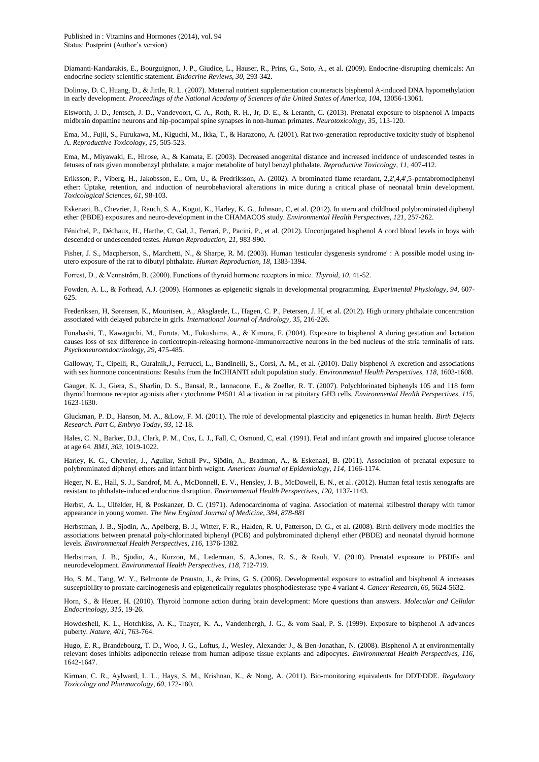Diamanti-Kandarakis, E., Bourguignon, J. P., Giudice, L., Hauser, R., Prins, G., Soto, A., et al. (2009). Endocrine-disrupting chemicals: An endocrine society scientific statement. *Endocrine Reviews, 30,* 293-342.

Dolinoy, D. C, Huang, D., & Jirtle, R. L. (2007). Maternal nutrient supplementation counteracts bisphenol A-induced DNA hypomethylation in early development. *Proceedings of the National Academy of Sciences of the United States of America, 104,* 13056-13061.

Elsworth, J. D., Jentsch, J. D., Vandevoort, C. A., Roth, R. H., Jr, D. E., & Leranth, C. (2013). Prenatal exposure to bisphenol A impacts midbrain dopamine neurons and hip-pocampal spine synapses in non-human primates. *Neurotoxicology, 35,* 113-120.

Ema, M., Fujii, S., Furukawa, M., Kiguchi, M., Ikka, T., & Harazono, A. (2001). Rat two-generation reproductive toxicity study of bisphenol A. *Reproductive Toxicology, 15,* 505-523.

Ema, M., Miyawaki, E., Hirose, A., & Kamata, E. (2003). Decreased anogenital distance and increased incidence of undescended testes in fetuses of rats given monobenzyl phthalate, a major metabolite of butyl benzyl phthalate. *Reproductive Toxicology, 11,* 407-412.

Eriksson, P., Viberg, H., Jakobsson, E., Orn, U., & Predriksson, A. (2002). A brominated flame retardant, 2,2',4,4',5-pentabromodiphenyl ether: Uptake, retention, and induction of neurobehavioral alterations in mice during a critical phase of neonatal brain development. *Toxicological Sciences, 61,* 98-103.

Eskenazi, B., Chevrier, J., Rauch, S. A., Kogut, K., Harley, K. G., Johnson, C, et al. (2012). In utero and childhood polybrominated diphenyl ether (PBDE) exposures and neuro-development in the CHAMACOS study. *Environmental Health Perspectives, 121,* 257-262.

Fénichel, P., Déchaux, H., Harthe, C, Gal, J., Ferrari, P., Pacini, P., et al. (2012). Unconjugated bisphenol A cord blood levels in boys with descended or undescended testes. *Human Reproduction, 21,* 983-990.

Fisher, J. S., Macpherson, S., Marchetti, N., & Sharpe, R. M. (2003). Human 'testicular dysgenesis syndrome' : A possible model using in-utero exposure of the rat to dibutyl phthalate. *Human Reproduction, 18,* 1383-1394.

Forrest, D., & Vennstrôm, B. (2000). Functions of thyroid hormone receptors in mice. *Thyroid, 10,* 41-52.

Fowden, A. L., & Forhead, A.J. (2009). Hormones as epigenetic signals in developmental programming. *Experimental Physiology, 94,* 607-625.

Frederiksen, H, Sørensen, K., Mouritsen, A., Aksglaede, L., Hagen, C. P., Petersen, J. H, et al. (2012). High urinary phthalate concentration associated with delayed pubarche in girls. *International Journal of Andrology, 35,* 216-226.

Funabashi, T., Kawaguchi, M., Furuta, M., Fukushima, A., & Kimura, F. (2004). Exposure to bisphenol A during gestation and lactation causes loss of sex difference in corticotropin-releasing hormone-immunoreactive neurons in the bed nucleus of the stria terminalis of rats. *Psychoneuroendocrinology, 29,* 475-485.

Galloway, T., Cipelli, R., Guralnik,J., Ferrucci, L., Bandinelli, S., Corsi, A. M., et al. (2010). Daily bisphenol A excretion and associations with sex hormone concentrations: Results from the InCHIANTI adult population study. *Environmental Health Perspectives, 118,* 1603-1608.

Gauger, K. J., Giera, S., Sharlin, D. S., Bansal, R., Iannacone, E., & Zoeller, R. T. (2007). Polychlorinated biphenyls 105 and 118 form thyroid hormone receptor agonists after cytochrome P4501 Al activation in rat pituitary GH3 cells. *Environmental Health Perspectives, 115,* 1623-1630.

Gluckman, P. D., Hanson, M. A., &Low, F. M. (2011). The role of developmental plasticity and epigenetics in human health. *Birth Dejects Research. Part C, Embryo Today, 93,* 12-18.

Hales, C. N., Barker, D.J., Clark, P. M., Cox, L. J., Fall, C, Osmond, C, etal. (1991). Fetal and infant growth and impaired glucose tolerance at age 64. *BMJ, 303,* 1019-1022.

Harley, K. G., Chevrier, J., Aguilar, Schall Pv., Sjödin, A., Bradman, A., & Eskenazi, B. (2011). Association of prenatal exposure to polybrominated diphenyl ethers and infant birth weight. *American Journal of Epidemiology, 114,* 1166-1174.

Heger, N. E., Hall, S. J., Sandrof, M. A., McDonnell, E. V., Hensley, J. B., McDowell, E. N., et al. (2012). Human fetal testis xenografts are resistant to phthalate-induced endocrine disruption. *Environmental Health Perspectives, 120,* 1137-1143.

Herbst, A. L., Ulfelder, H, & Poskanzer, D. C. (1971). Adenocarcinoma of vagina. Association of maternal stilbestrol therapy with tumor appearance in young women. *The New England Journal of Medicine, 384, 878-881*

Herbstman, J. B., Sjodin, A., Apelberg, B. J., Witter, F. R., Halden, R. U, Patterson, D. G., et al. (2008). Birth delivery mode modifies the associations between prenatal poly-chlorinated biphenyl (PCB) and polybrominated diphenyl ether (PBDE) and neonatal thyroid hormone levels. *Environmental Health Perspectives, 116,* 1376-1382.

Herbstman, J. B., Sjödin, A., Kurzon, M., Lederman, S. A.Jones, R. S., & Rauh, V. (2010). Prenatal exposure to PBDEs and neurodevelopment. *Environmental Health Perspectives, 118,* 712-719.

Ho, S. M., Tang, W. Y., Belmonte de Prausto, J., & Prins, G. S. (2006). Developmental exposure to estradiol and bisphenol A increases susceptibility to prostate carcinogenesis and epigenetically regulates phosphodiesterase type 4 variant 4. *Cancer Research, 66,* 5624-5632.

Horn, S., & Heuer, H. (2010). Thyroid hormone action during brain development: More questions than answers. *Molecular and Cellular Endocrinology, 315,* 19-26.

Howdeshell, K. L., Hotchkiss, A. K., Thayer, K. A., Vandenbergh, J. G., & vom Saal, P. S. (1999). Exposure to bisphenol A advances puberty. *Nature, 401,* 763-764.

Hugo, E. R., Brandebourg, T. D., Woo, J. G., Loftus, J., Wesley, Alexander J., & Ben-Jonathan, N. (2008). Bisphenol A at environmentally relevant doses inhibits adiponectin release from human adipose tissue explants and adipocytes. *Environmental Health Perspectives, 116,* 1642-1647.

Kirman, C. R., Aylward, L. L., Hays, S. M., Krishnan, K., & Nong, A. (2011). Bio-monitoring equivalents for DDT/DDE. *Regulatory Toxicology and Pharmacology, 60,* 172-180.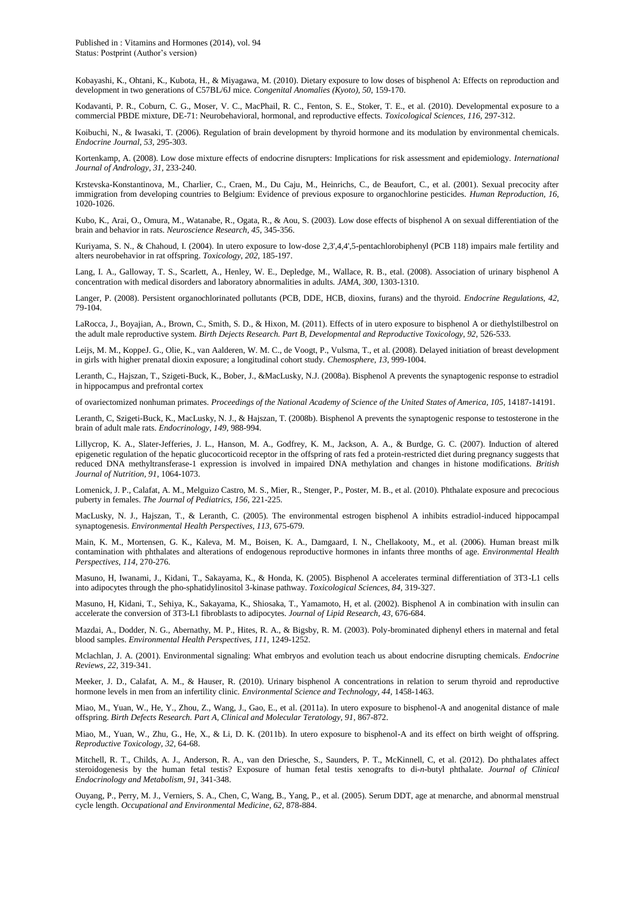Kobayashi, K., Ohtani, K., Kubota, H., & Miyagawa, M. (2010). Dietary exposure to low doses of bisphenol A: Effects on reproduction and development in two generations of C57BL/6J mice. *Congenital Anomalies (Kyoto)*, *50*, 159-170.

Kodavanti, P. R., Coburn, C. G., Moser, V. C., MacPhail, R. C., Fenton, S. E., Stoker, T. E., et al. (2010). Developmental exposure to a commercial PBDE mixture, DE-71: Neurobehavioral, hormonal, and reproductive effects. *Toxicological Sciences*, *116*, 297-312.

Koibuchi, N., & Iwasaki, T. (2006). Regulation of brain development by thyroid hormone and its modulation by environmental chemicals. *Endocrine Journal*, *53*, 295-303.

Kortenkamp, A. (2008). Low dose mixture effects of endocrine disrupters: Implications for risk assessment and epidemiology. *International Journal of Andrology*, *31*, 233-240.

Krstevska-Konstantinova, M., Charlier, C., Craen, M., Du Caju, M., Heinrichs, C., de Beaufort, C., et al. (2001). Sexual precocity after immigration from developing countries to Belgium: Evidence of previous exposure to organochlorine pesticides. *Human Reproduction*, *16*, 1020-1026.

Kubo, K., Arai, O., Omura, M., Watanabe, R., Ogata, R., & Aou, S. (2003). Low dose effects of bisphenol A on sexual differentiation of the brain and behavior in rats. *Neuroscience Research*, *45*, 345-356.

Kuriyama, S. N., & Chahoud, I. (2004). In utero exposure to low-dose 2,3',4,4',5-pentachlorobiphenyl (PCB 118) impairs male fertility and alters neurobehavior in rat offspring. *Toxicology*, *202*, 185-197.

Lang, I. A., Galloway, T. S., Scarlett, A., Henley, W. E., Depledge, M., Wallace, R. B., etal. (2008). Association of urinary bisphenol A concentration with medical disorders and laboratory abnormalities in adults. *JAMA*, *300*, 1303-1310.

Langer, P. (2008). Persistent organochlorinated pollutants (PCB, DDE, HCB, dioxins, furans) and the thyroid. *Endocrine Regulations*, *42*, 79-104.

LaRocca, J., Boyajian, A., Brown, C., Smith, S. D., & Hixon, M. (2011). Effects of in utero exposure to bisphenol A or diethylstilbestrol on the adult male reproductive system. *Birth Dejects Research. Part B, Developmental and Reproductive Toxicology*, *92*, 526-533.

Leijs, M. M., KoppeJ. G., Olie, K., van Aalderen, W. M. C., de Voogt, P., Vulsma, T., et al. (2008). Delayed initiation of breast development in girls with higher prenatal dioxin exposure; a longitudinal cohort study. *Chemosphere*, *13*, 999-1004.

Leranth, C., Hajszan, T., Szigeti-Buck, K., Bober, J., &MacLusky, N.J. (2008a). Bisphenol A prevents the synaptogenic response to estradiol in hippocampus and prefrontal cortex

of ovariectomized nonhuman primates. *Proceedings of the National Academy of Science of the United States of America*, *105*, 14187-14191.

Leranth, C, Szigeti-Buck, K., MacLusky, N. J., & Hajszan, T. (2008b). Bisphenol A prevents the synaptogenic response to testosterone in the brain of adult male rats. *Endocrinology*, *149*, 988-994.

Lillycrop, K. A., Slater-Jefferies, J. L., Hanson, M. A., Godfrey, K. M., Jackson, A. A., & Burdge, G. C. (2007). Induction of altered epigenetic regulation of the hepatic glucocorticoid receptor in the offspring of rats fed a protein-restricted diet during pregnancy suggests that reduced DNA methyltransferase-1 expression is involved in impaired DNA methylation and changes in histone modifications. *British Journal of Nutrition*, *91*, 1064-1073.

Lomenick, J. P., Calafat, A. M., Melguizo Castro, M. S., Mier, R., Stenger, P., Poster, M. B., et al. (2010). Phthalate exposure and precocious puberty in females. *The Journal of Pediatrics*, *156*, 221-225.

MacLusky, N. J., Hajszan, T., & Leranth, C. (2005). The environmental estrogen bisphenol A inhibits estradiol-induced hippocampal synaptogenesis. *Environmental Health Perspectives*, *113*, 675-679.

Main, K. M., Mortensen, G. K., Kaleva, M. M., Boisen, K. A., Damgaard, I. N., Chellakooty, M., et al. (2006). Human breast milk contamination with phthalates and alterations of endogenous reproductive hormones in infants three months of age. *Environmental Health Perspectives*, *114*, 270-276.

Masuno, H, Iwanami, J., Kidani, T., Sakayama, K., & Honda, K. (2005). Bisphenol A accelerates terminal differentiation of 3T3-L1 cells into adipocytes through the pho-sphatidylinositol 3-kinase pathway. *Toxicological Sciences*, *84*, 319-327.

Masuno, H, Kidani, T., Sehiya, K., Sakayama, K., Shiosaka, T., Yamamoto, H, et al. (2002). Bisphenol A in combination with insulin can accelerate the conversion of 3T3-L1 fibroblasts to adipocytes. *Journal of Lipid Research*, *43*, 676-684.

Mazdai, A., Dodder, N. G., Abernathy, M. P., Hites, R. A., & Bigsby, R. M. (2003). Poly-brominated diphenyl ethers in maternal and fetal blood samples. *Environmental Health Perspectives*, *111*, 1249-1252.

Mclachlan, J. A. (2001). Environmental signaling: What embryos and evolution teach us about endocrine disrupting chemicals. *Endocrine Reviews*, *22*, 319-341.

Meeker, J. D., Calafat, A. M., & Hauser, R. (2010). Urinary bisphenol A concentrations in relation to serum thyroid and reproductive hormone levels in men from an infertility clinic. *Environmental Science and Technology*, *44*, 1458-1463.

Miao, M., Yuan, W., He, Y., Zhou, Z., Wang, J., Gao, E., et al. (2011a). In utero exposure to bisphenol-A and anogenital distance of male offspring. *Birth Defects Research. Part A, Clinical and Molecular Teratology*, *91*, 867-872.

Miao, M., Yuan, W., Zhu, G., He, X., & Li, D. K. (2011b). In utero exposure to bisphenol-A and its effect on birth weight of offspring. *Reproductive Toxicology*, *32*, 64-68.

Mitchell, R. T., Childs, A. J., Anderson, R. A., van den Driesche, S., Saunders, P. T., McKinnell, C, et al. (2012). Do phthalates affect steroidogenesis by the human fetal testis? Exposure of human fetal testis xenografts to di-*n*-butyl phthalate. *Journal of Clinical Endocrinology and Metabolism*, *91*, 341-348.

Ouyang, P., Perry, M. J., Verniers, S. A., Chen, C, Wang, B., Yang, P., et al. (2005). Serum DDT, age at menarche, and abnormal menstrual cycle length. *Occupational and Environmental Medicine*, *62*, 878-884.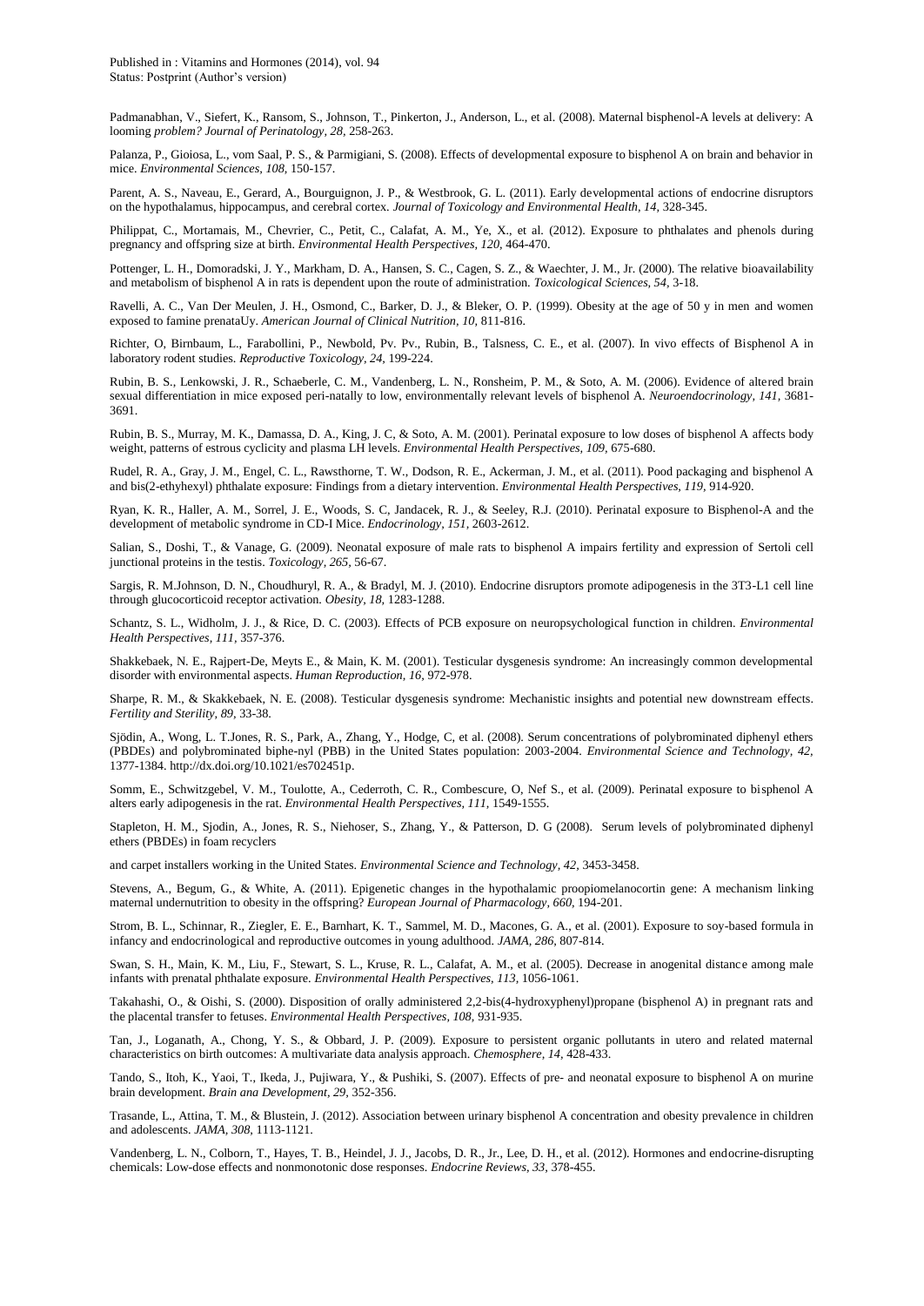Padmanabhan, V., Siefert, K., Ransom, S., Johnson, T., Pinkerton, J., Anderson, L., et al. (2008). Maternal bisphenol-A levels at delivery: A looming *problem? Journal of Perinatology, 28*, 258-263.

Palanza, P., Gioiosa, L., vom Saal, P. S., & Parmigiani, S. (2008). Effects of developmental exposure to bisphenol A on brain and behavior in mice. *Environmental Sciences, 108*, 150-157.

Parent, A. S., Naveau, E., Gerard, A., Bourguignon, J. P., & Westbrook, G. L. (2011). Early developmental actions of endocrine disruptors on the hypothalamus, hippocampus, and cerebral cortex. *Journal of Toxicology and Environmental Health, 14*, 328-345.

Philippat, C., Mortamais, M., Chevrier, C., Petit, C., Calafat, A. M., Ye, X., et al. (2012). Exposure to phthalates and phenols during pregnancy and offspring size at birth. *Environmental Health Perspectives, 120*, 464-470.

Pottenger, L. H., Domoradski, J. Y., Markham, D. A., Hansen, S. C., Cagen, S. Z., & Waechter, J. M., Jr. (2000). The relative bioavailability and metabolism of bisphenol A in rats is dependent upon the route of administration. *Toxicological Sciences, 54*, 3-18.

Ravelli, A. C., Van Der Meulen, J. H., Osmond, C., Barker, D. J., & Bleker, O. P. (1999). Obesity at the age of 50 y in men and women exposed to famine prenataUy. *American Journal of Clinical Nutrition, 10*, 811-816.

Richter, O, Birnbaum, L., Farabollini, P., Newbold, Pv. Pv., Rubin, B., Talsness, C. E., et al. (2007). In vivo effects of Bisphenol A in laboratory rodent studies. *Reproductive Toxicology, 24*, 199-224.

Rubin, B. S., Lenkowski, J. R., Schaeberle, C. M., Vandenberg, L. N., Ronsheim, P. M., & Soto, A. M. (2006). Evidence of altered brain sexual differentiation in mice exposed peri-natally to low, environmentally relevant levels of bisphenol A. *Neuroendocrinology, 141*, 3681-3691.

Rubin, B. S., Murray, M. K., Damassa, D. A., King, J. C, & Soto, A. M. (2001). Perinatal exposure to low doses of bisphenol A affects body weight, patterns of estrous cyclicity and plasma LH levels. *Environmental Health Perspectives, 109*, 675-680.

Rudel, R. A., Gray, J. M., Engel, C. L., Rawsthorne, T. W., Dodson, R. E., Ackerman, J. M., et al. (2011). Pood packaging and bisphenol A and bis(2-ethyhexyl) phthalate exposure: Findings from a dietary intervention. *Environmental Health Perspectives, 119*, 914-920.

Ryan, K. R., Haller, A. M., Sorrel, J. E., Woods, S. C, Jandacek, R. J., & Seeley, R.J. (2010). Perinatal exposure to Bisphenol-A and the development of metabolic syndrome in CD-I Mice. *Endocrinology, 151*, 2603-2612.

Salian, S., Doshi, T., & Vanage, G. (2009). Neonatal exposure of male rats to bisphenol A impairs fertility and expression of Sertoli cell junctional proteins in the testis. *Toxicology, 265*, 56-67.

Sargis, R. M.Johnson, D. N., Choudhuryl, R. A., & Bradyl, M. J. (2010). Endocrine disruptors promote adipogenesis in the 3T3-L1 cell line through glucocorticoid receptor activation. *Obesity, 18*, 1283-1288.

Schantz, S. L., Widholm, J. J., & Rice, D. C. (2003). Effects of PCB exposure on neuropsychological function in children. *Environmental Health Perspectives, 111*, 357-376.

Shakkebaek, N. E., Rajpert-De, Meyts E., & Main, K. M. (2001). Testicular dysgenesis syndrome: An increasingly common developmental disorder with environmental aspects. *Human Reproduction, 16*, 972-978.

Sharpe, R. M., & Skakkebaek, N. E. (2008). Testicular dysgenesis syndrome: Mechanistic insights and potential new downstream effects. *Fertility and Sterility, 89*, 33-38.

Sjödin, A., Wong, L. T.Jones, R. S., Park, A., Zhang, Y., Hodge, C, et al. (2008). Serum concentrations of polybrominated diphenyl ethers (PBDEs) and polybrominated biphe-nyl (PBB) in the United States population: 2003-2004. *Environmental Science and Technology, 42*, 1377-1384. http://dx.doi.org/10.1021/es702451p.

Somm, E., Schwitzgebel, V. M., Toulotte, A., Cederroth, C. R., Combescure, O, Nef S., et al. (2009). Perinatal exposure to bisphenol A alters early adipogenesis in the rat. *Environmental Health Perspectives, 111*, 1549-1555.

Stapleton, H. M., Sjodin, A., Jones, R. S., Niehoser, S., Zhang, Y., & Patterson, D. G (2008). Serum levels of polybrominated diphenyl ethers (PBDEs) in foam recyclers

and carpet installers working in the United States. *Environmental Science and Technology, 42*, 3453-3458.

Stevens, A., Begum, G., & White, A. (2011). Epigenetic changes in the hypothalamic proopiomelanocortin gene: A mechanism linking maternal undernutrition to obesity in the offspring? *European Journal of Pharmacology, 660*, 194-201.

Strom, B. L., Schinnar, R., Ziegler, E. E., Barnhart, K. T., Sammel, M. D., Macones, G. A., et al. (2001). Exposure to soy-based formula in infancy and endocrinological and reproductive outcomes in young adulthood. *JAMA, 286*, 807-814.

Swan, S. H., Main, K. M., Liu, F., Stewart, S. L., Kruse, R. L., Calafat, A. M., et al. (2005). Decrease in anogenital distance among male infants with prenatal phthalate exposure. *Environmental Health Perspectives, 113*, 1056-1061.

Takahashi, O., & Oishi, S. (2000). Disposition of orally administered 2,2-bis(4-hydroxyphenyl)propane (bisphenol A) in pregnant rats and the placental transfer to fetuses. *Environmental Health Perspectives, 108*, 931-935.

Tan, J., Loganath, A., Chong, Y. S., & Obbard, J. P. (2009). Exposure to persistent organic pollutants in utero and related maternal characteristics on birth outcomes: A multivariate data analysis approach. *Chemosphere, 14*, 428-433.

Tando, S., Itoh, K., Yaoi, T., Ikeda, J., Pujiwara, Y., & Pushiki, S. (2007). Effects of pre- and neonatal exposure to bisphenol A on murine brain development. *Brain ana Development, 29*, 352-356.

Trasande, L., Attina, T. M., & Blustein, J. (2012). Association between urinary bisphenol A concentration and obesity prevalence in children and adolescents. *JAMA, 308*, 1113-1121.

Vandenberg, L. N., Colborn, T., Hayes, T. B., Heindel, J. J., Jacobs, D. R., Jr., Lee, D. H., et al. (2012). Hormones and endocrine-disrupting chemicals: Low-dose effects and nonmonotonic dose responses. *Endocrine Reviews, 33*, 378-455.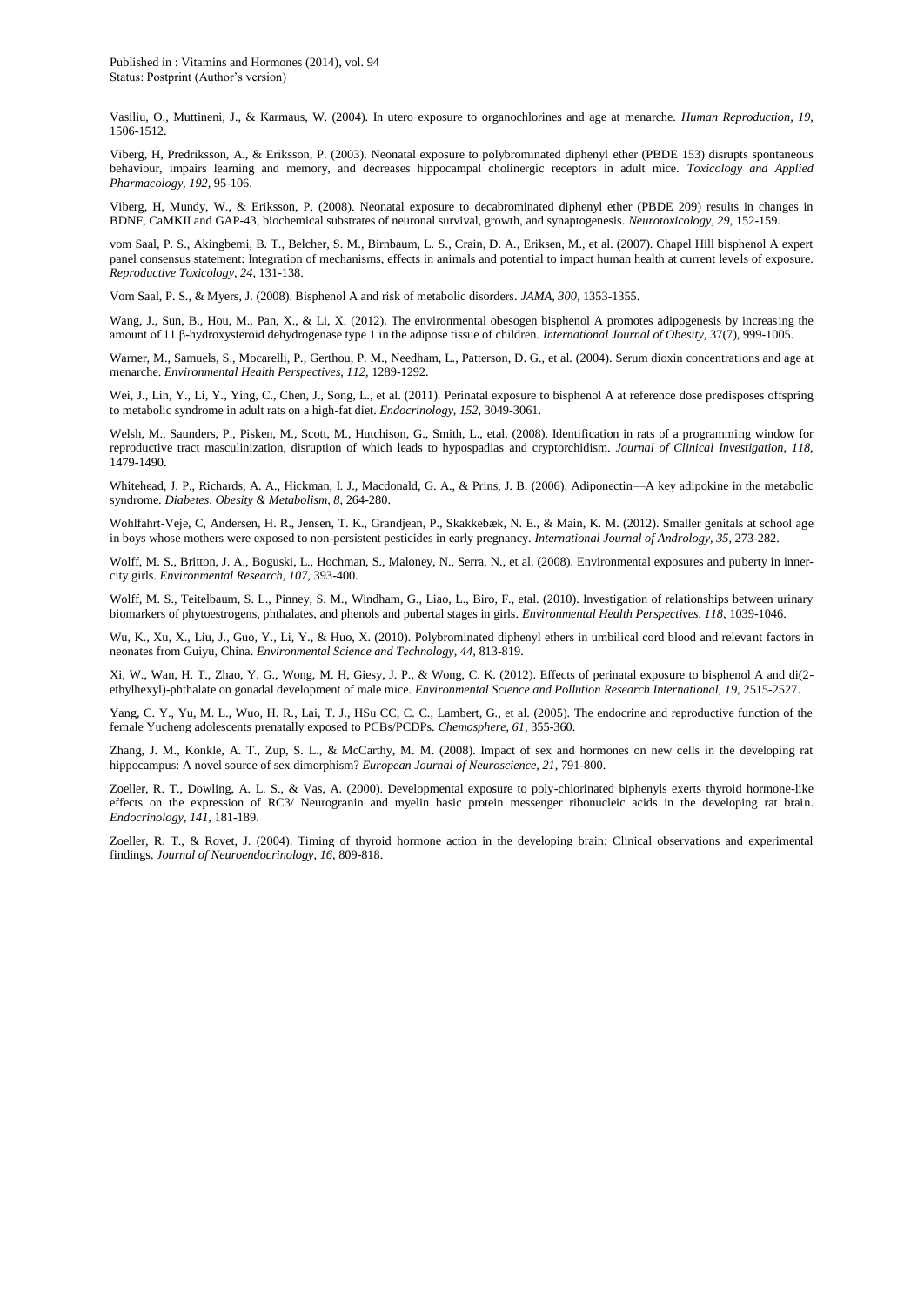Vasiliu, O., Muttineni, J., & Karmaus, W. (2004). In utero exposure to organochlorines and age at menarche. *Human Reproduction, 19*, 1506-1512.

Viberg, H, Predriksson, A., & Eriksson, P. (2003). Neonatal exposure to polybrominated diphenyl ether (PBDE 153) disrupts spontaneous behaviour, impairs learning and memory, and decreases hippocampal cholinergic receptors in adult mice. *Toxicology and Applied Pharmacology, 192*, 95-106.

Viberg, H, Mundy, W., & Eriksson, P. (2008). Neonatal exposure to decabrominated diphenyl ether (PBDE 209) results in changes in BDNF, CaMKII and GAP-43, biochemical substrates of neuronal survival, growth, and synaptogenesis. *Neurotoxicology, 29*, 152-159.

vom Saal, P. S., Akingbemi, B. T., Belcher, S. M., Birnbaum, L. S., Crain, D. A., Eriksen, M., et al. (2007). Chapel Hill bisphenol A expert panel consensus statement: Integration of mechanisms, effects in animals and potential to impact human health at current levels of exposure. *Reproductive Toxicology, 24*, 131-138.

Vom Saal, P. S., & Myers, J. (2008). Bisphenol A and risk of metabolic disorders. *JAMA, 300*, 1353-1355.

Wang, J., Sun, B., Hou, M., Pan, X., & Li, X. (2012). The environmental obesogen bisphenol A promotes adipogenesis by increasing the amount of 11 β-hydroxysteroid dehydrogenase type 1 in the adipose tissue of children. *International Journal of Obesity*, 37(7), 999-1005.

Warner, M., Samuels, S., Mocarelli, P., Gerthou, P. M., Needham, L., Patterson, D. G., et al. (2004). Serum dioxin concentrations and age at menarche. *Environmental Health Perspectives, 112*, 1289-1292.

Wei, J., Lin, Y., Li, Y., Ying, C., Chen, J., Song, L., et al. (2011). Perinatal exposure to bisphenol A at reference dose predisposes offspring to metabolic syndrome in adult rats on a high-fat diet. *Endocrinology, 152*, 3049-3061.

Welsh, M., Saunders, P., Pisken, M., Scott, M., Hutchison, G., Smith, L., etal. (2008). Identification in rats of a programming window for reproductive tract masculinization, disruption of which leads to hypospadias and cryptorchidism. *Journal of Clinical Investigation, 118*, 1479-1490.

Whitehead, J. P., Richards, A. A., Hickman, I. J., Macdonald, G. A., & Prins, J. B. (2006). Adiponectin—A key adipokine in the metabolic syndrome. *Diabetes, Obesity & Metabolism, 8*, 264-280.

Wohlfahrt-Veje, C, Andersen, H. R., Jensen, T. K., Grandjean, P., Skakkebæk, N. E., & Main, K. M. (2012). Smaller genitals at school age in boys whose mothers were exposed to non-persistent pesticides in early pregnancy. *International Journal of Andrology, 35*, 273-282.

Wolff, M. S., Britton, J. A., Boguski, L., Hochman, S., Maloney, N., Serra, N., et al. (2008). Environmental exposures and puberty in inner-city girls. *Environmental Research, 107*, 393-400.

Wolff, M. S., Teitelbaum, S. L., Pinney, S. M., Windham, G., Liao, L., Biro, F., etal. (2010). Investigation of relationships between urinary biomarkers of phytoestrogens, phthalates, and phenols and pubertal stages in girls. *Environmental Health Perspectives, 118*, 1039-1046.

Wu, K., Xu, X., Liu, J., Guo, Y., Li, Y., & Huo, X. (2010). Polybrominated diphenyl ethers in umbilical cord blood and relevant factors in neonates from Guiyu, China. *Environmental Science and Technology, 44*, 813-819.

Xi, W., Wan, H. T., Zhao, Y. G., Wong, M. H, Giesy, J. P., & Wong, C. K. (2012). Effects of perinatal exposure to bisphenol A and di(2-ethylhexyl)-phthalate on gonadal development of male mice. *Environmental Science and Pollution Research International, 19*, 2515-2527.

Yang, C. Y., Yu, M. L., Wuo, H. R., Lai, T. J., HSu CC, C. C., Lambert, G., et al. (2005). The endocrine and reproductive function of the female Yucheng adolescents prenatally exposed to PCBs/PCDPs. *Chemosphere, 61*, 355-360.

Zhang, J. M., Konkle, A. T., Zup, S. L., & McCarthy, M. M. (2008). Impact of sex and hormones on new cells in the developing rat hippocampus: A novel source of sex dimorphism? *European Journal of Neuroscience, 21*, 791-800.

Zoeller, R. T., Dowling, A. L. S., & Vas, A. (2000). Developmental exposure to poly-chlorinated biphenyls exerts thyroid hormone-like effects on the expression of RC3/ Neurogranin and myelin basic protein messenger ribonucleic acids in the developing rat brain. *Endocrinology, 141*, 181-189.

Zoeller, R. T., & Rovet, J. (2004). Timing of thyroid hormone action in the developing brain: Clinical observations and experimental findings. *Journal of Neuroendocrinology, 16*, 809-818.